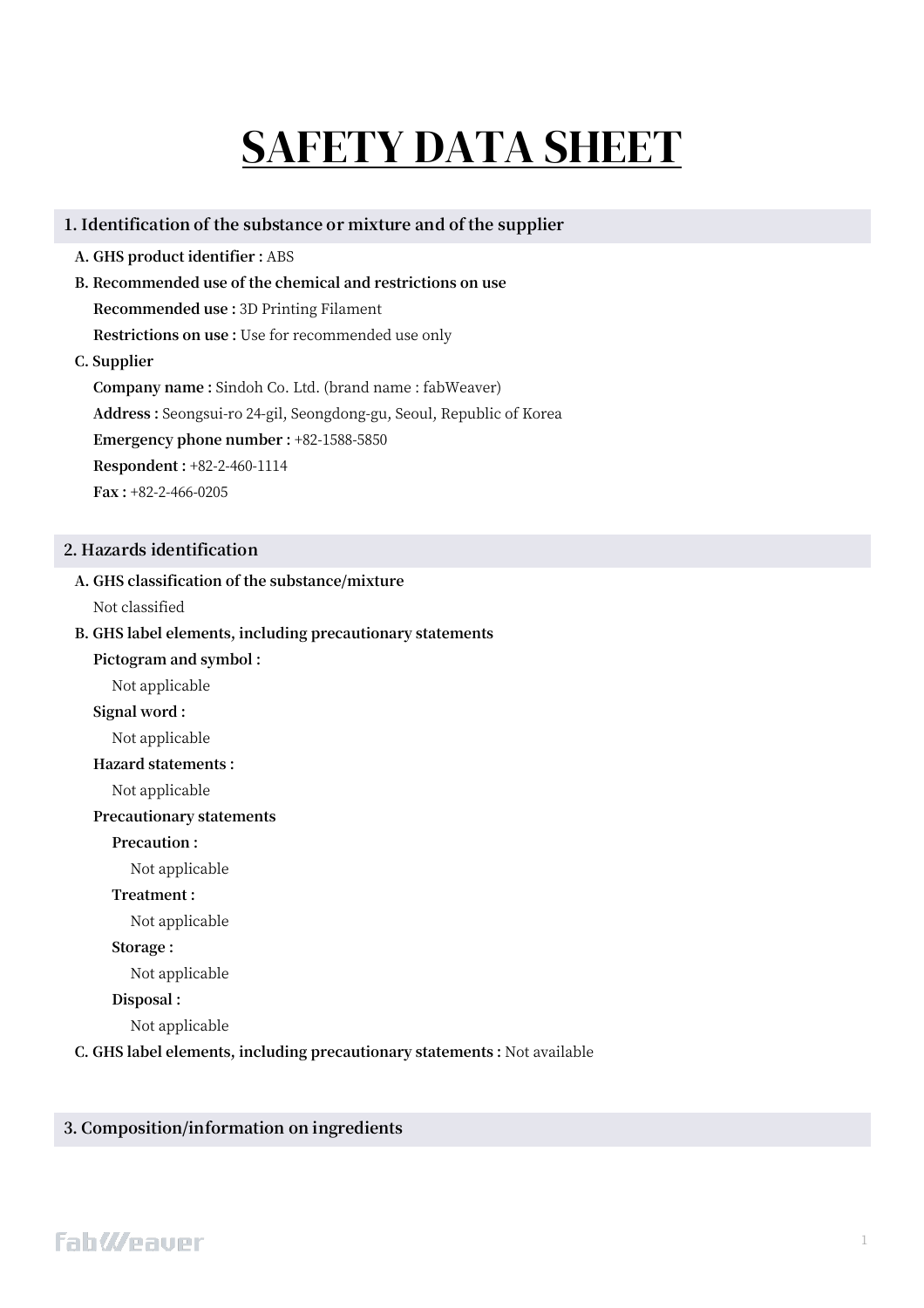# SAFETY DATA SHEET

## 1. Identification of the substance or mixture and of the supplier

**A. GHS product identifier :** ABS

**B. Recommended use of the chemical and restrictions on use**

**Recommended use :** 3D Printing Filament

**Restrictions on use :** Use for recommended use only

**C. Supplier**

**Company name :** Sindoh Co. Ltd. (brand name : fabWeaver)

**Address :** Seongsui-ro 24-gil, Seongdong-gu, Seoul, Republic of Korea

**Emergency phone number :** +82-1588-5850

**Respondent :** +82-2-460-1114

**Fax :** +82-2-466-0205

## 2. Hazards identification

**A. GHS classification of the substance/mixture**

Not classified

**B. GHS label elements, including precautionary statements**

**Pictogram and symbol :**

Not applicable

**Signal word :**

Not applicable

**Hazard statements :**

Not applicable

**Precautionary statements**

**Precaution :**

Not applicable

**Treatment :**

Not applicable

**Storage :**

Not applicable

**Disposal :**

Not applicable

**C. GHS label elements, including precautionary statements :** Not available

## 3. Composition/information on ingredients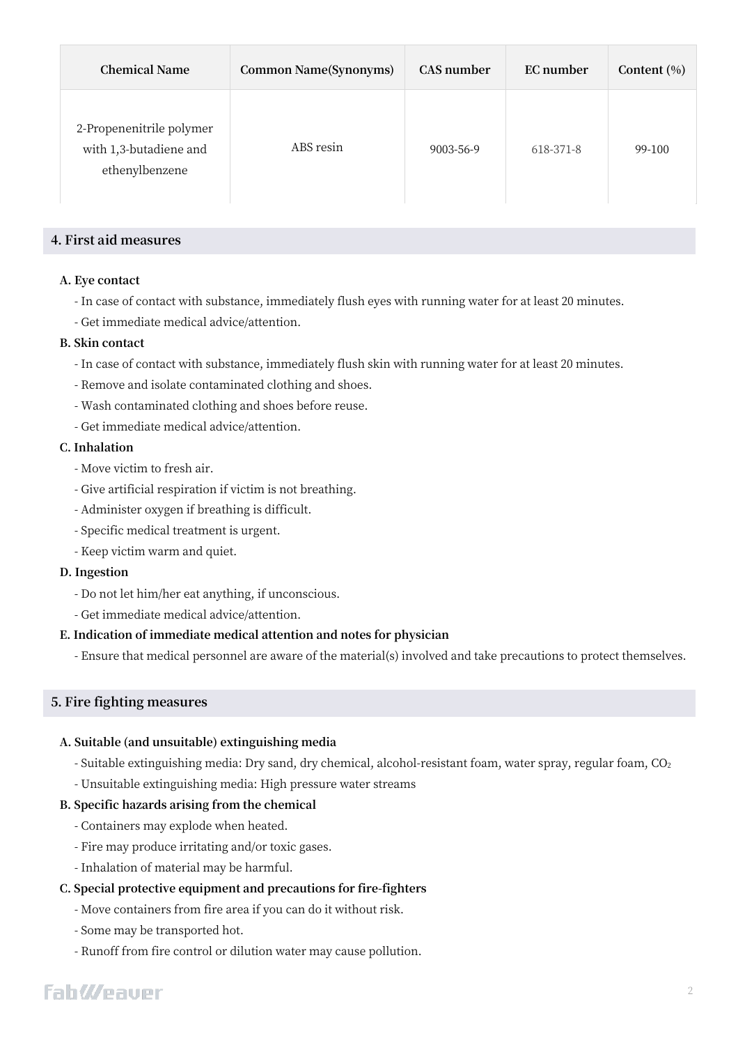| Chemical Name | Common Name(Synonyms) | CAS number | EC number | Content (%) |
| --- | --- | --- | --- | --- |
| 2-Propenenitrile polymer with 1,3-butadiene and ethenylbenzene | ABS resin | 9003-56-9 | 618-371-8 | 99-100 |

## 4. First aid measures

**A. Eye contact**

- In case of contact with substance, immediately flush eyes with running water for at least 20 minutes.
- Get immediate medical advice/attention.

**B. Skin contact**

- In case of contact with substance, immediately flush skin with running water for at least 20 minutes.
- Remove and isolate contaminated clothing and shoes.
- Wash contaminated clothing and shoes before reuse.
- Get immediate medical advice/attention.

**C. Inhalation**

- Move victim to fresh air.
- Give artificial respiration if victim is not breathing.
- Administer oxygen if breathing is difficult.
- Specific medical treatment is urgent.
- Keep victim warm and quiet.

**D. Ingestion**

- Do not let him/her eat anything, if unconscious.
- Get immediate medical advice/attention.

**E. Indication of immediate medical attention and notes for physician**

- Ensure that medical personnel are aware of the material(s) involved and take precautions to protect themselves.

## 5. Fire fighting measures

**A. Suitable (and unsuitable) extinguishing media**

- Suitable extinguishing media: Dry sand, dry chemical, alcohol-resistant foam, water spray, regular foam, $CO_2$
- Unsuitable extinguishing media: High pressure water streams

**B. Specific hazards arising from the chemical**

- Containers may explode when heated.
- Fire may produce irritating and/or toxic gases.
- Inhalation of material may be harmful.

**C. Special protective equipment and precautions for fire-fighters**

- Move containers from fire area if you can do it without risk.
- Some may be transported hot.
- Runoff from fire control or dilution water may cause pollution.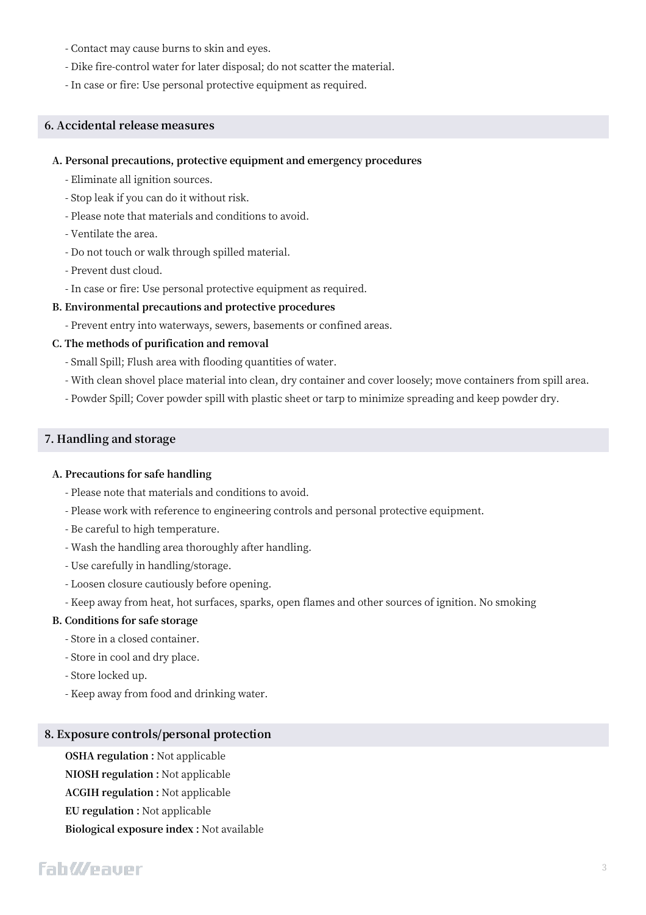- Contact may cause burns to skin and eyes.
- Dike fire-control water for later disposal; do not scatter the material.
- In case or fire: Use personal protective equipment as required.

## 6. Accidental release measures

### A. Personal precautions, protective equipment and emergency procedures

- Eliminate all ignition sources.
- Stop leak if you can do it without risk.
- Please note that materials and conditions to avoid.
- Ventilate the area.
- Do not touch or walk through spilled material.
- Prevent dust cloud.
- In case or fire: Use personal protective equipment as required.

### B. Environmental precautions and protective procedures

- Prevent entry into waterways, sewers, basements or confined areas.

### C. The methods of purification and removal

- Small Spill; Flush area with flooding quantities of water.
- With clean shovel place material into clean, dry container and cover loosely; move containers from spill area.
- Powder Spill; Cover powder spill with plastic sheet or tarp to minimize spreading and keep powder dry.

## 7. Handling and storage

### A. Precautions for safe handling

- Please note that materials and conditions to avoid.
- Please work with reference to engineering controls and personal protective equipment.
- Be careful to high temperature.
- Wash the handling area thoroughly after handling.
- Use carefully in handling/storage.
- Loosen closure cautiously before opening.
- Keep away from heat, hot surfaces, sparks, open flames and other sources of ignition. No smoking

### B. Conditions for safe storage

- Store in a closed container.
- Store in cool and dry place.
- Store locked up.
- Keep away from food and drinking water.

## 8. Exposure controls/personal protection

**OSHA regulation :** Not applicable

**NIOSH regulation :** Not applicable

**ACGIH regulation :** Not applicable

**EU regulation :** Not applicable

**Biological exposure index :** Not available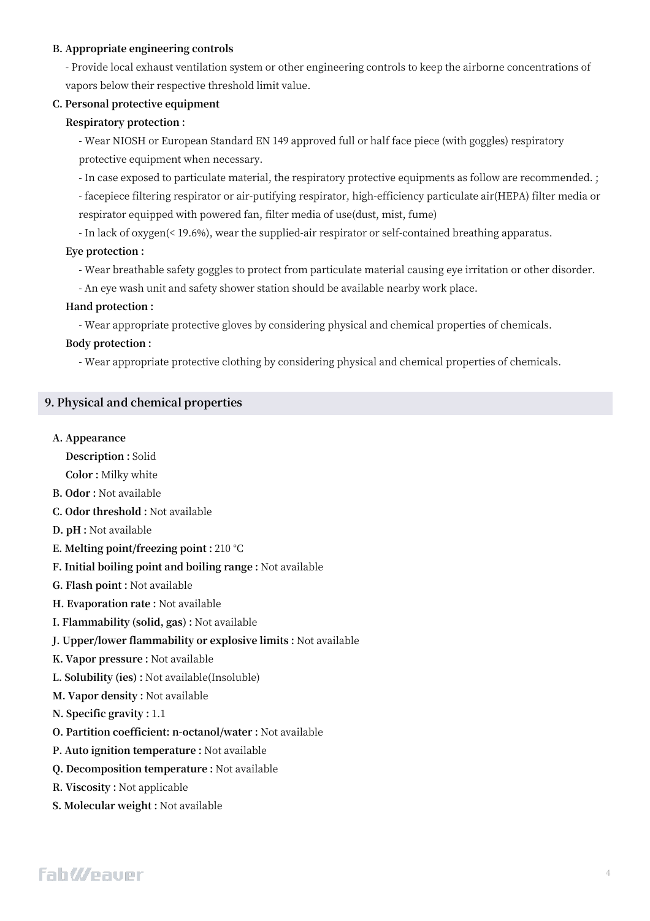**B. Appropriate engineering controls**

- Provide local exhaust ventilation system or other engineering controls to keep the airborne concentrations of vapors below their respective threshold limit value.

**C. Personal protective equipment**

**Respiratory protection :**

- Wear NIOSH or European Standard EN 149 approved full or half face piece (with goggles) respiratory protective equipment when necessary.
- In case exposed to particulate material, the respiratory protective equipments as follow are recommended. ;
- facepiece filtering respirator or air-putifying respirator, high-efficiency particulate air(HEPA) filter media or respirator equipped with powered fan, filter media of use(dust, mist, fume)
- In lack of oxygen(< 19.6%), wear the supplied-air respirator or self-contained breathing apparatus.

**Eye protection :**

- Wear breathable safety goggles to protect from particulate material causing eye irritation or other disorder.
- An eye wash unit and safety shower station should be available nearby work place.

**Hand protection :**

- Wear appropriate protective gloves by considering physical and chemical properties of chemicals.

**Body protection :**

- Wear appropriate protective clothing by considering physical and chemical properties of chemicals.

## 9. Physical and chemical properties

**A. Appearance**

**Description :** Solid

**Color :** Milky white

**B. Odor :** Not available

**C. Odor threshold :** Not available

**D. pH :** Not available

**E. Melting point/freezing point :** 210 °C

**F. Initial boiling point and boiling range :** Not available

**G. Flash point :** Not available

**H. Evaporation rate :** Not available

**I. Flammability (solid, gas) :** Not available

**J. Upper/lower flammability or explosive limits :** Not available

**K. Vapor pressure :** Not available

**L. Solubility (ies) :** Not available(Insoluble)

**M. Vapor density :** Not available

**N. Specific gravity :** 1.1

**O. Partition coefficient: n-octanol/water :** Not available

**P. Auto ignition temperature :** Not available

**Q. Decomposition temperature :** Not available

**R. Viscosity :** Not applicable

**S. Molecular weight :** Not available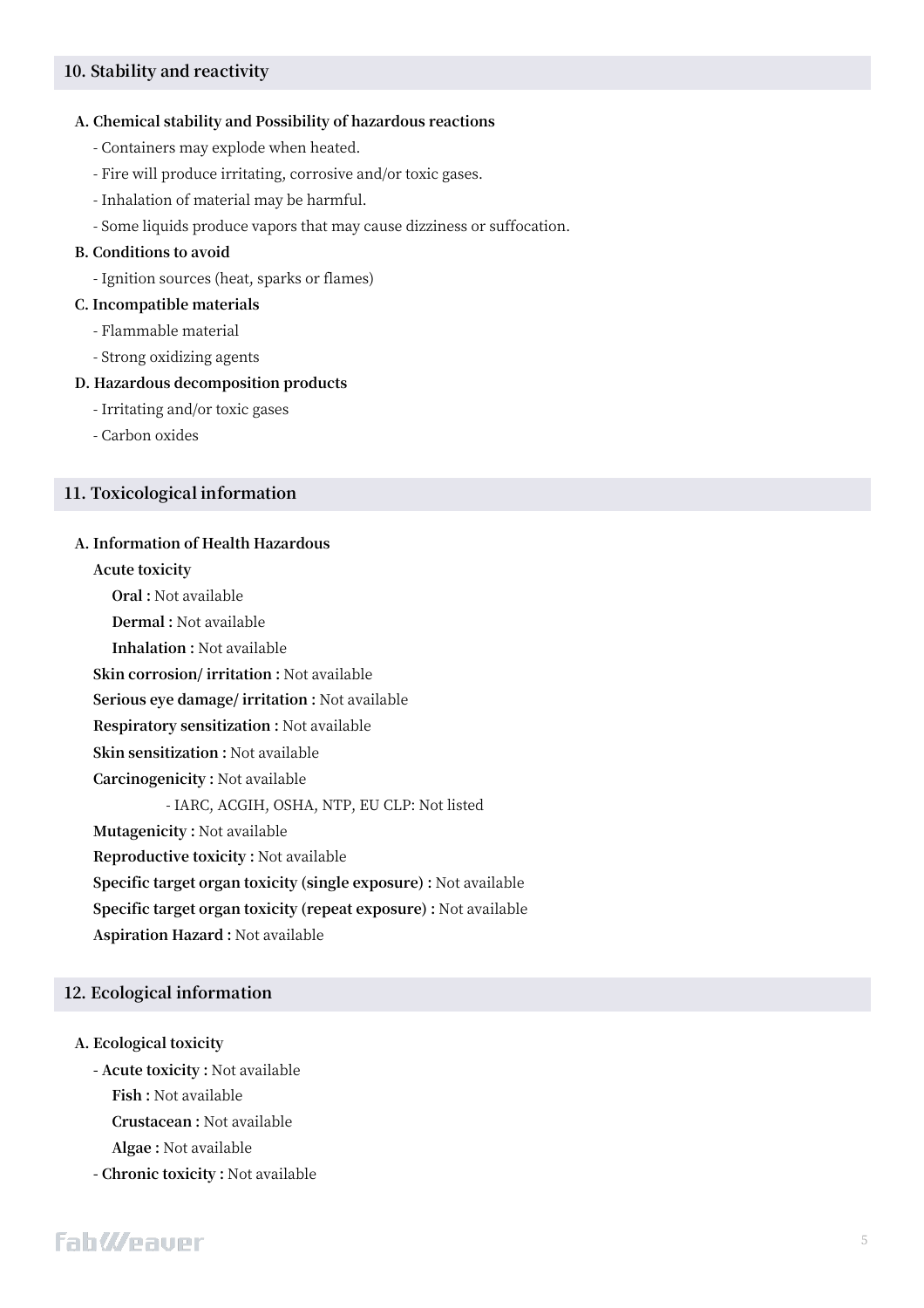## 10. Stability and reactivity

**A. Chemical stability and Possibility of hazardous reactions**

- Containers may explode when heated.
- Fire will produce irritating, corrosive and/or toxic gases.
- Inhalation of material may be harmful.
- Some liquids produce vapors that may cause dizziness or suffocation.

**B. Conditions to avoid**

- Ignition sources (heat, sparks or flames)

**C. Incompatible materials**

- Flammable material
- Strong oxidizing agents

**D. Hazardous decomposition products**

- Irritating and/or toxic gases
- Carbon oxides

## 11. Toxicological information

**A. Information of Health Hazardous**

**Acute toxicity**

**Oral :** Not available

**Dermal :** Not available

**Inhalation :** Not available

**Skin corrosion/ irritation :** Not available

**Serious eye damage/ irritation :** Not available

**Respiratory sensitization :** Not available

**Skin sensitization :** Not available

**Carcinogenicity :** Not available

- IARC, ACGIH, OSHA, NTP, EU CLP: Not listed

**Mutagenicity :** Not available

**Reproductive toxicity :** Not available

**Specific target organ toxicity (single exposure) :** Not available

**Specific target organ toxicity (repeat exposure) :** Not available

**Aspiration Hazard :** Not available

## 12. Ecological information

**A. Ecological toxicity**

- **Acute toxicity :** Not available

  **Fish :** Not available

  **Crustacean :** Not available

  **Algae :** Not available

- **Chronic toxicity :** Not available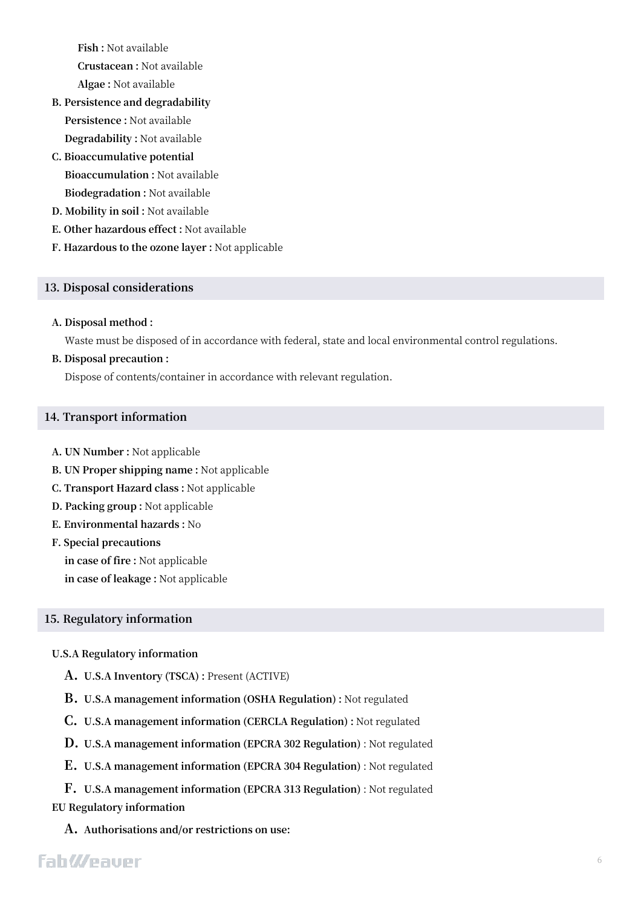**Fish :** Not available

**Crustacean :** Not available

**Algae :** Not available

**B. Persistence and degradability**

**Persistence :** Not available

**Degradability :** Not available

**C. Bioaccumulative potential**

**Bioaccumulation :** Not available

**Biodegradation :** Not available

**D. Mobility in soil :** Not available

**E. Other hazardous effect :** Not available

**F. Hazardous to the ozone layer :** Not applicable

## 13. Disposal considerations

**A. Disposal method :**

Waste must be disposed of in accordance with federal, state and local environmental control regulations.

**B. Disposal precaution :**

Dispose of contents/container in accordance with relevant regulation.

## 14. Transport information

**A. UN Number :** Not applicable

**B. UN Proper shipping name :** Not applicable

**C. Transport Hazard class :** Not applicable

**D. Packing group :** Not applicable

**E. Environmental hazards :** No

**F. Special precautions**

**in case of fire :** Not applicable

**in case of leakage :** Not applicable

## 15. Regulatory information

**U.S.A Regulatory information**

A. **U.S.A Inventory (TSCA) :** Present (ACTIVE)

B. **U.S.A management information (OSHA Regulation) :** Not regulated

C. **U.S.A management information (CERCLA Regulation) :** Not regulated

D. **U.S.A management information (EPCRA 302 Regulation)** : Not regulated

E. **U.S.A management information (EPCRA 304 Regulation)** : Not regulated

F. **U.S.A management information (EPCRA 313 Regulation)** : Not regulated

**EU Regulatory information**

A. **Authorisations and/or restrictions on use:**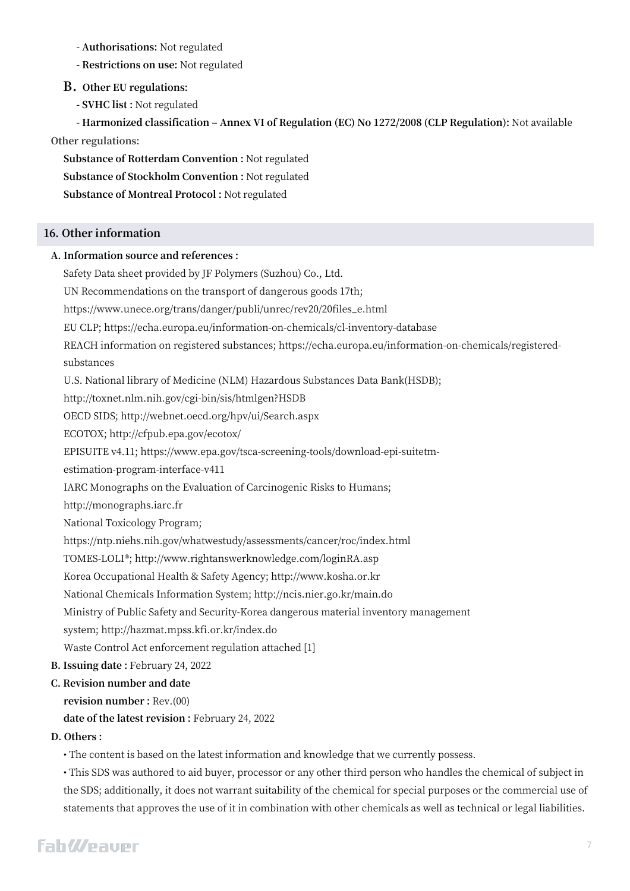- **Authorisations:** Not regulated
- **Restrictions on use:** Not regulated

**B. Other EU regulations:**

- **SVHC list :** Not regulated
- **Harmonized classification – Annex VI of Regulation (EC) No 1272/2008 (CLP Regulation):** Not available

**Other regulations:**

**Substance of Rotterdam Convention :** Not regulated

**Substance of Stockholm Convention :** Not regulated

**Substance of Montreal Protocol :** Not regulated

## 16. Other information

**A. Information source and references :**

Safety Data sheet provided by JF Polymers (Suzhou) Co., Ltd.

UN Recommendations on the transport of dangerous goods 17th;

https://www.unece.org/trans/danger/publi/unrec/rev20/20files_e.html

EU CLP; https://echa.europa.eu/information-on-chemicals/cl-inventory-database

REACH information on registered substances; https://echa.europa.eu/information-on-chemicals/registered-substances

U.S. National library of Medicine (NLM) Hazardous Substances Data Bank(HSDB);

http://toxnet.nlm.nih.gov/cgi-bin/sis/htmlgen?HSDB

OECD SIDS; http://webnet.oecd.org/hpv/ui/Search.aspx

ECOTOX; http://cfpub.epa.gov/ecotox/

EPISUITE v4.11; https://www.epa.gov/tsca-screening-tools/download-epi-suitetm-estimation-program-interface-v411

IARC Monographs on the Evaluation of Carcinogenic Risks to Humans;

http://monographs.iarc.fr

National Toxicology Program;

https://ntp.niehs.nih.gov/whatwestudy/assessments/cancer/roc/index.html

TOMES-LOLI®; http://www.rightanswerknowledge.com/loginRA.asp

Korea Occupational Health & Safety Agency; http://www.kosha.or.kr

National Chemicals Information System; http://ncis.nier.go.kr/main.do

Ministry of Public Safety and Security-Korea dangerous material inventory management system; http://hazmat.mpss.kfi.or.kr/index.do

Waste Control Act enforcement regulation attached [1]

**B. Issuing date :** February 24, 2022

**C. Revision number and date**

**revision number :** Rev.(00)

**date of the latest revision :** February 24, 2022

**D. Others :**

• The content is based on the latest information and knowledge that we currently possess.

• This SDS was authored to aid buyer, processor or any other third person who handles the chemical of subject in the SDS; additionally, it does not warrant suitability of the chemical for special purposes or the commercial use of statements that approves the use of it in combination with other chemicals as well as technical or legal liabilities.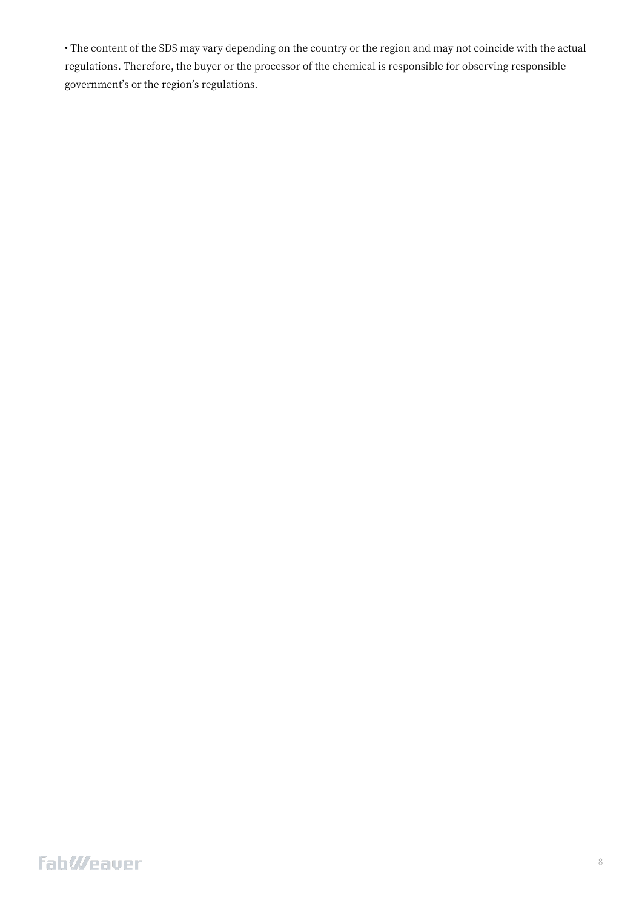• The content of the SDS may vary depending on the country or the region and may not coincide with the actual regulations. Therefore, the buyer or the processor of the chemical is responsible for observing responsible government's or the region's regulations.